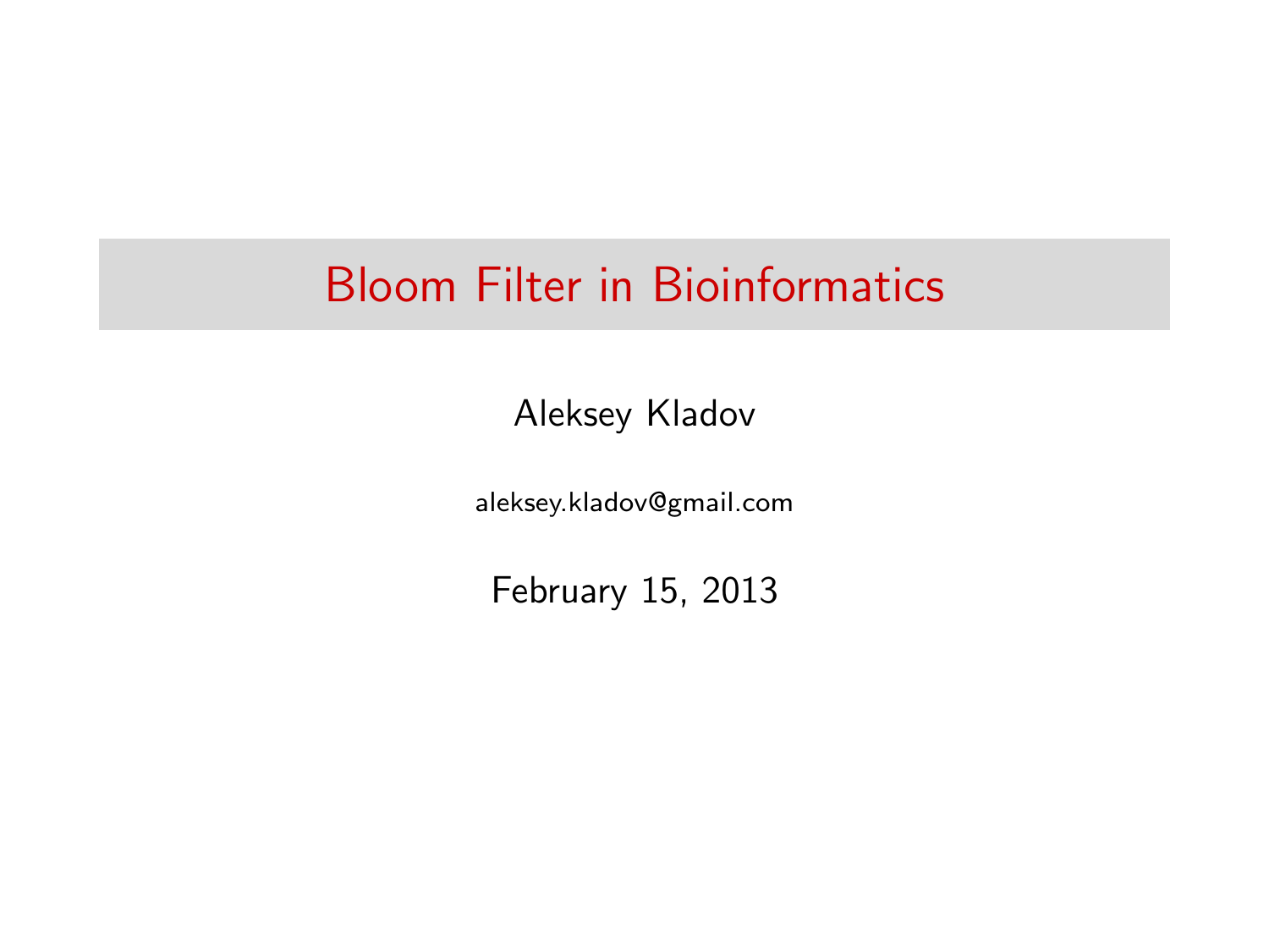# Bloom Filter in Bioinformatics

Aleksey Kladov

aleksey.kladov@gmail.com

February 15, 2013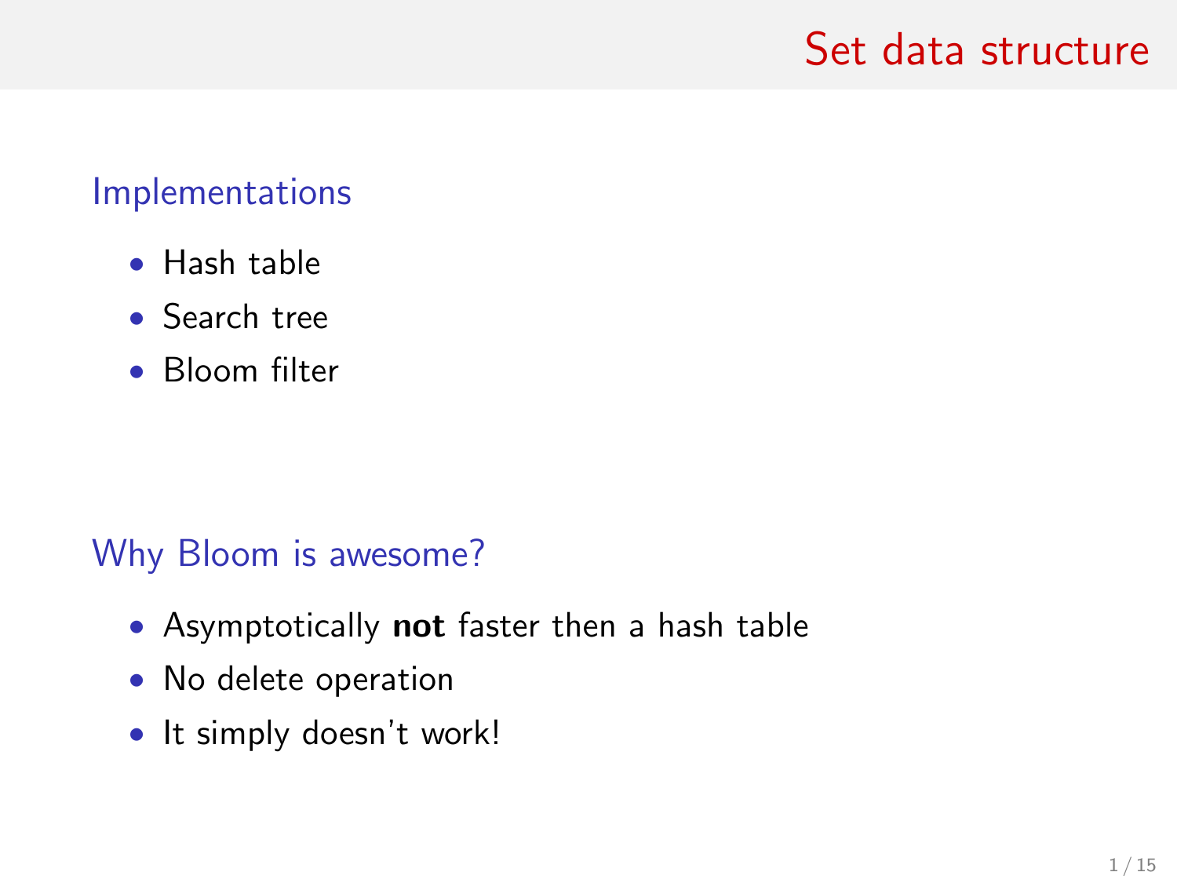# Set data structure

## Implementations

- Hash table
- Search tree
- Bloom filter

## Why Bloom is awesome?

- Asymptotically **not** faster then a hash table
- No delete operation
- It simply doesn't work!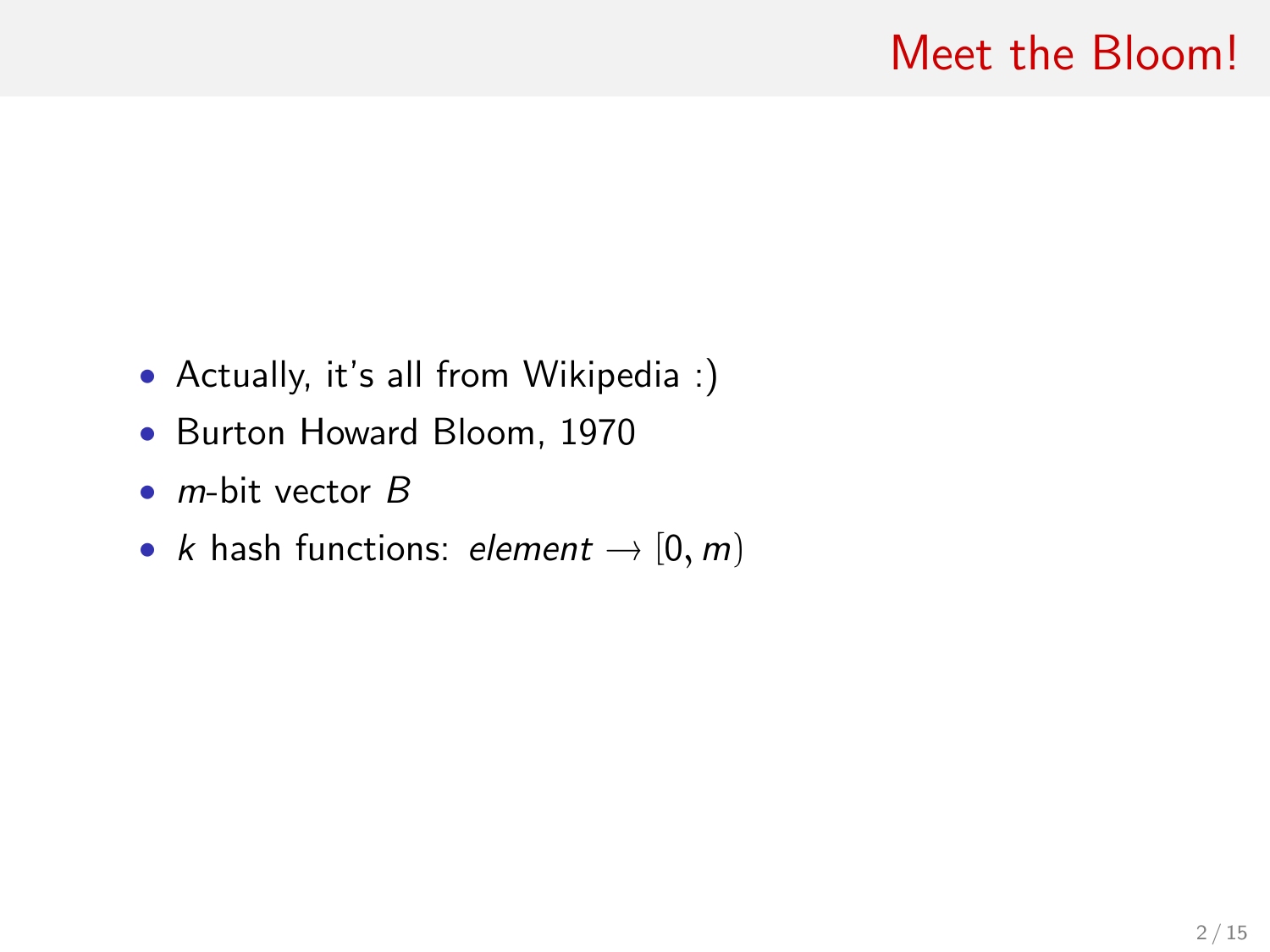# Meet the Bloom!

- Actually, it's all from Wikipedia :)
- Burton Howard Bloom, 1970
- $m$-bit vector $B$
- $k$ hash functions: $element \rightarrow [0, m)$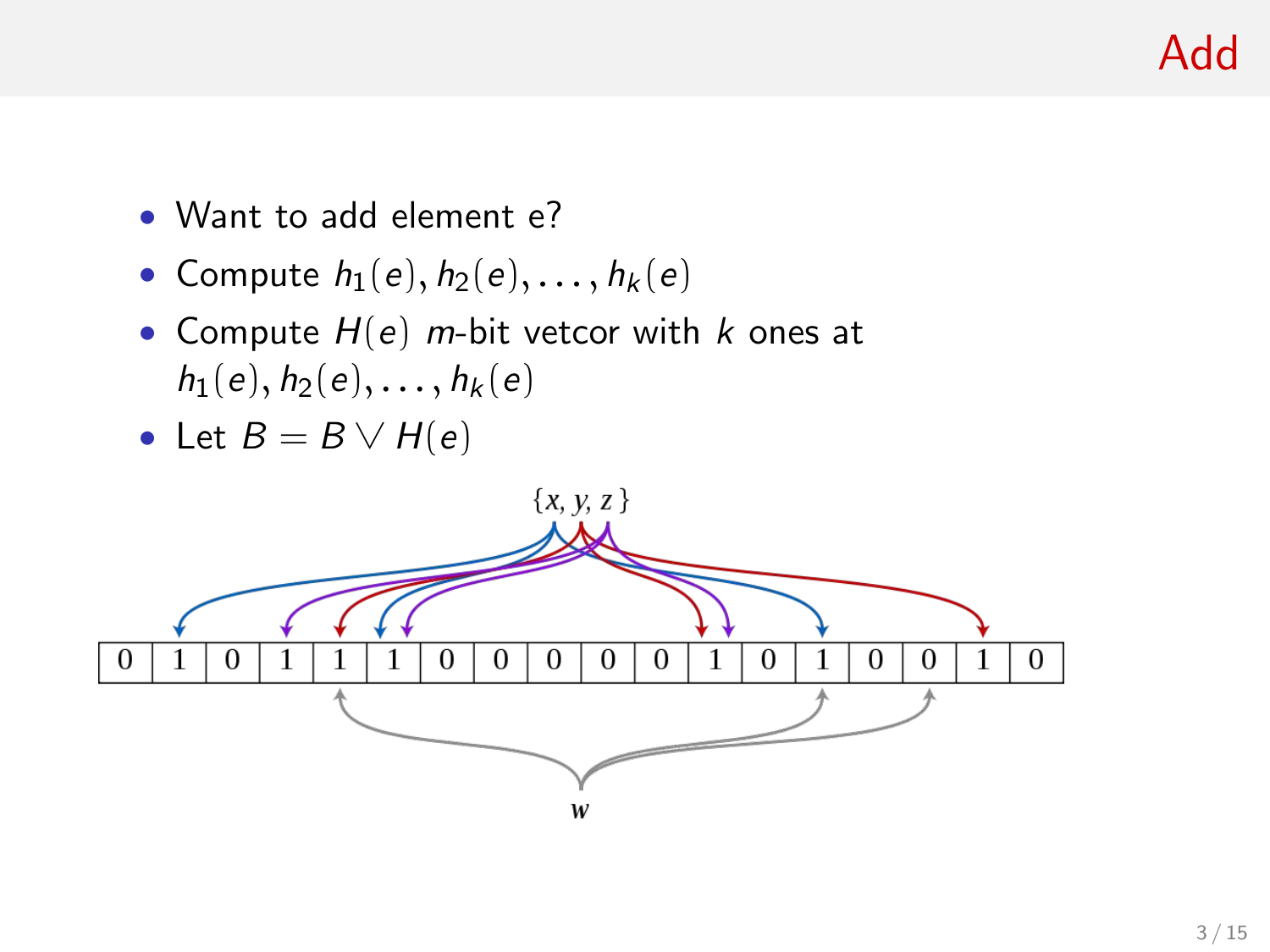# Add

- Want to add element e?
- Compute $h_1(e), h_2(e), \ldots, h_k(e)$
- Compute $H(e)$ $m$-bit vetcor with $k$ ones at $h_1(e), h_2(e), \ldots, h_k(e)$
- Let $B = B \vee H(e)$

$\{x, y, z\}$

| 0 | 1 | 0 | 1 | 1 | 1 | 0 | 0 | 0 | 0 | 0 | 1 | 0 | 1 | 0 | 0 | 1 | 0 |
|---|---|---|---|---|---|---|---|---|---|---|---|---|---|---|---|---|---|

$w$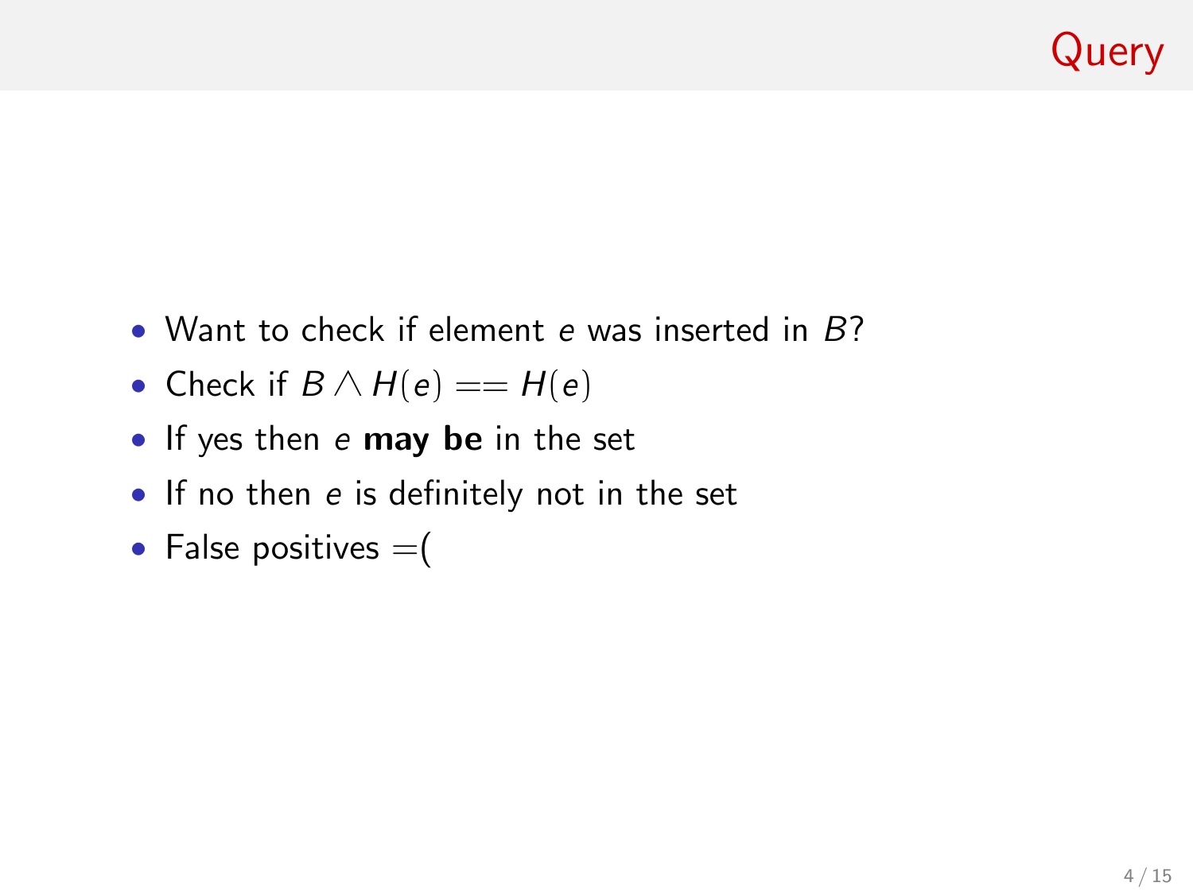# Query

- Want to check if element $e$ was inserted in $B$?
- Check if $B \wedge H(e) == H(e)$
- If yes then $e$ **may be** in the set
- If no then $e$ is definitely not in the set
- False positives =(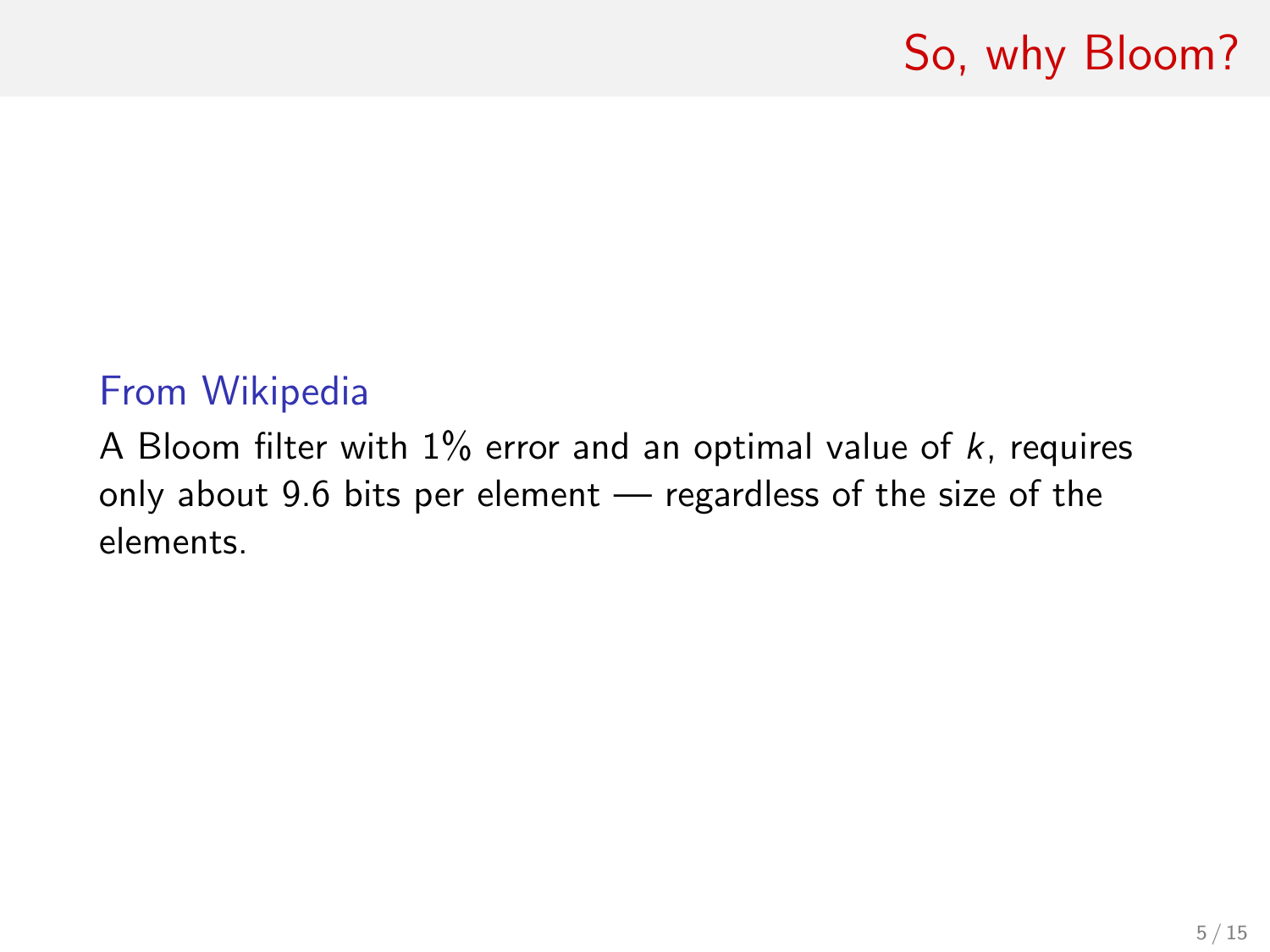# So, why Bloom?

**From Wikipedia**

A Bloom filter with 1% error and an optimal value of $k$, requires only about 9.6 bits per element — regardless of the size of the elements.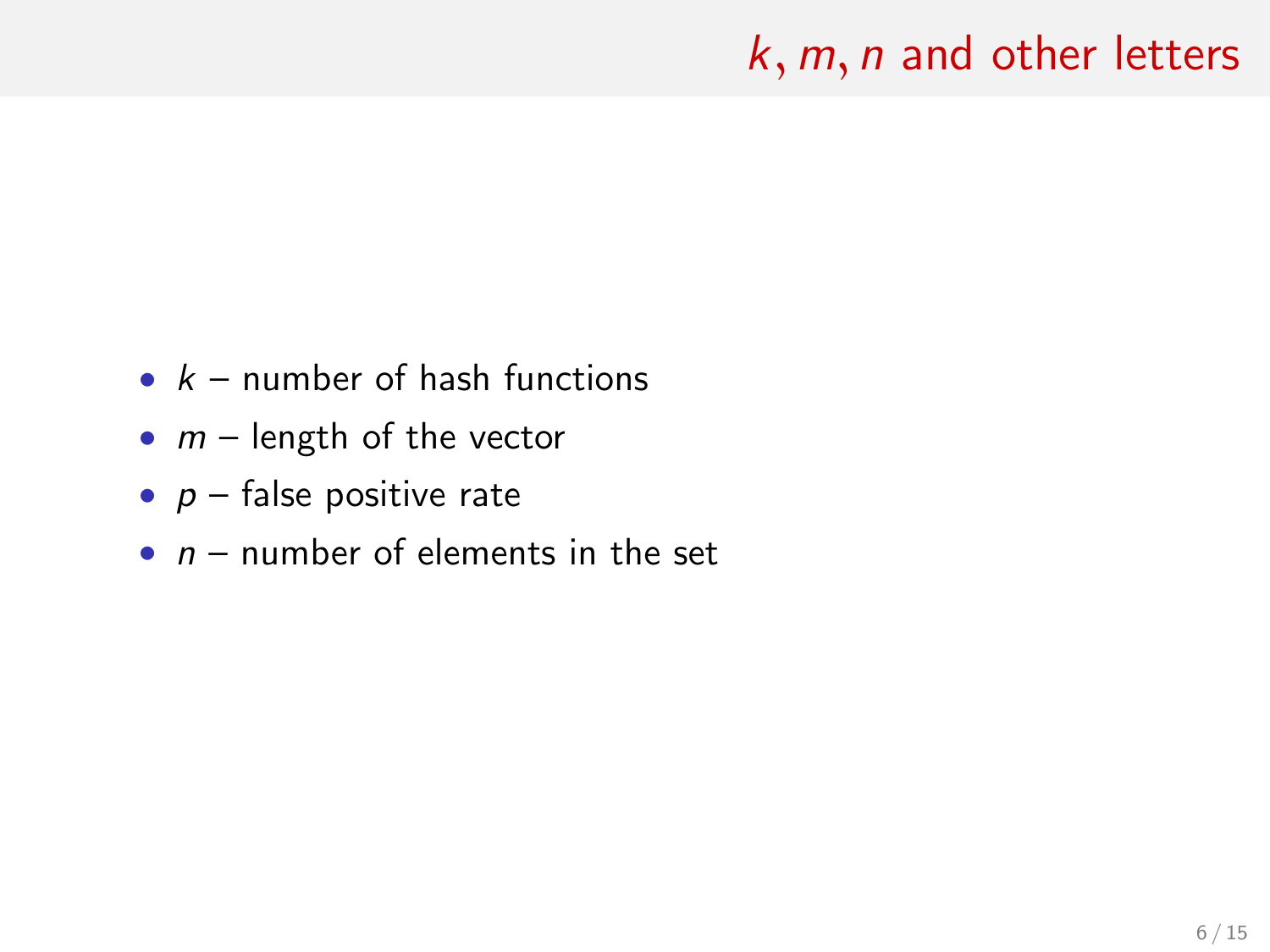# $k, m, n$ and other letters

- $k$ – number of hash functions
- $m$ – length of the vector
- $p$ – false positive rate
- $n$ – number of elements in the set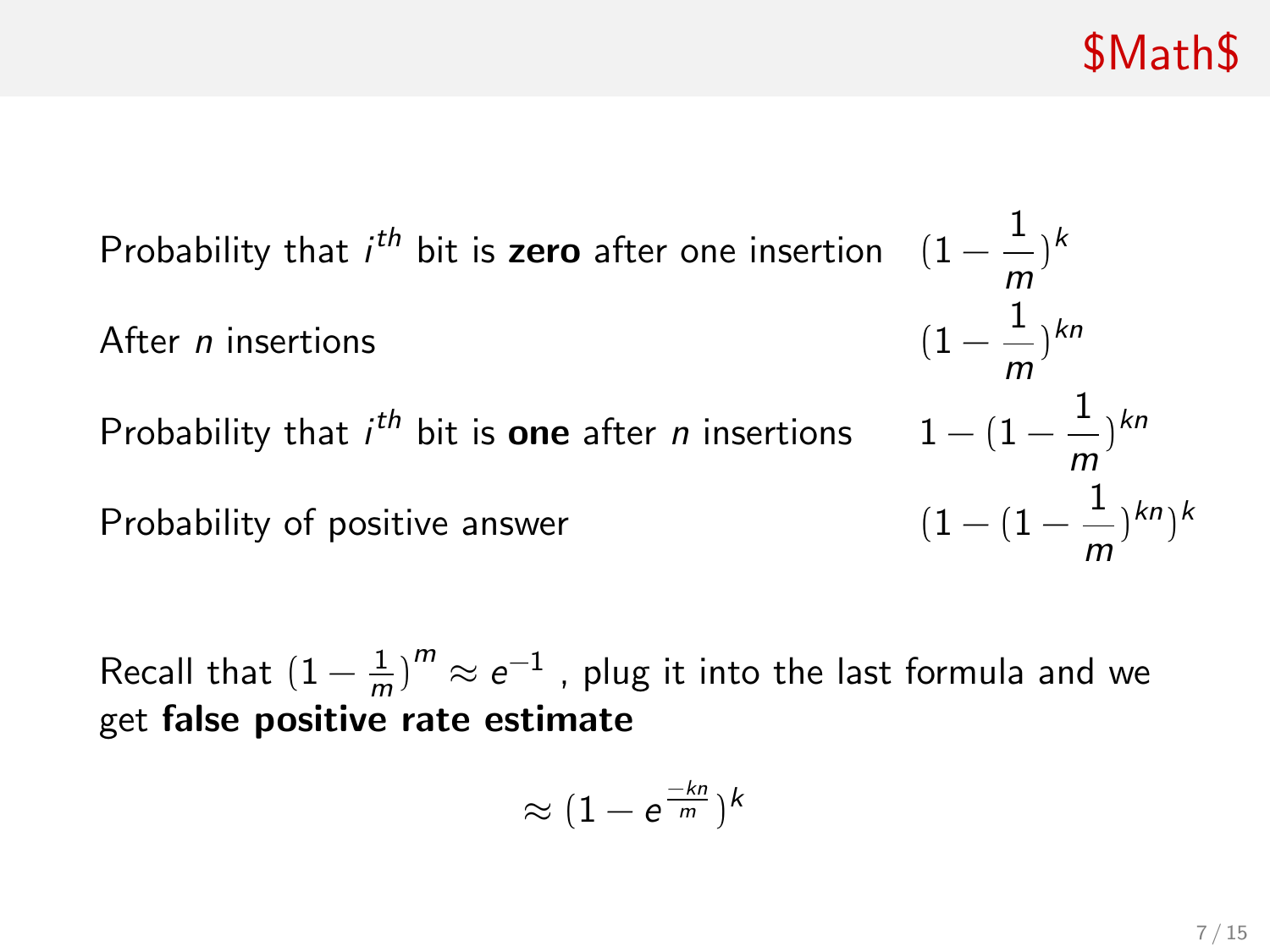# $Math$

| | |
|---|---|
| Probability that $i^{th}$ bit is **zero** after one insertion | $(1 - \frac{1}{m})^k$ |
| After $n$ insertions | $(1 - \frac{1}{m})^{kn}$ |
| Probability that $i^{th}$ bit is **one** after $n$ insertions | $1 - (1 - \frac{1}{m})^{kn}$ |
| Probability of positive answer | $(1 - (1 - \frac{1}{m})^{kn})^k$ |

Recall that $(1 - \frac{1}{m})^m \approx e^{-1}$ , plug it into the last formula and we get **false positive rate estimate**

$$\approx (1 - e^{\frac{-kn}{m}})^k$$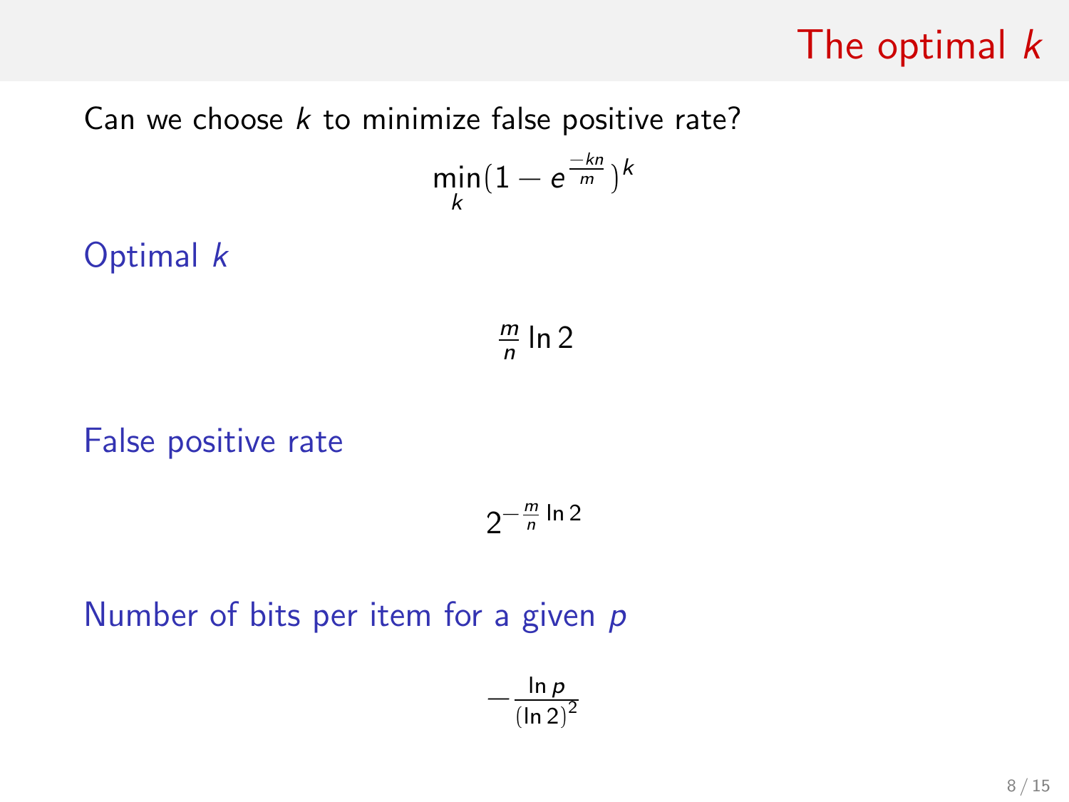# The optimal $k$

Can we choose $k$ to minimize false positive rate?

$$\min_k (1 - e^{\frac{-kn}{m}})^k$$

Optimal $k$

$$\frac{m}{n} \ln 2$$

False positive rate

$$2^{-\frac{m}{n} \ln 2}$$

Number of bits per item for a given $p$

$$-\frac{\ln p}{(\ln 2)^2}$$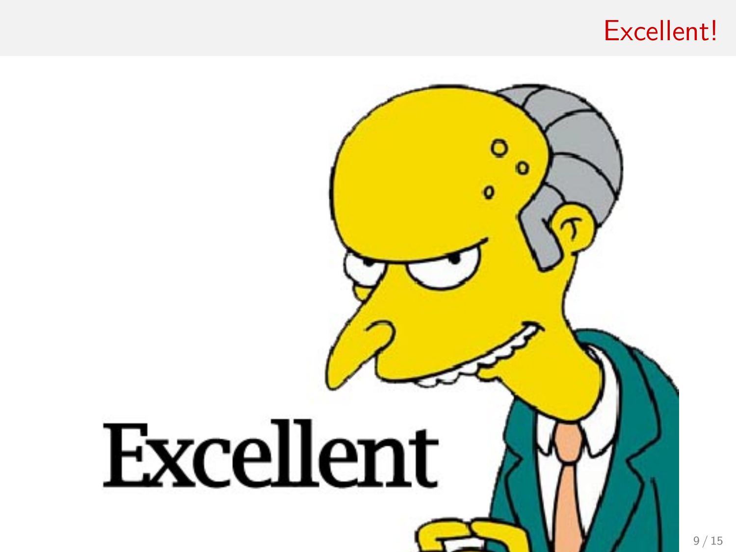## Excellent!

Excellent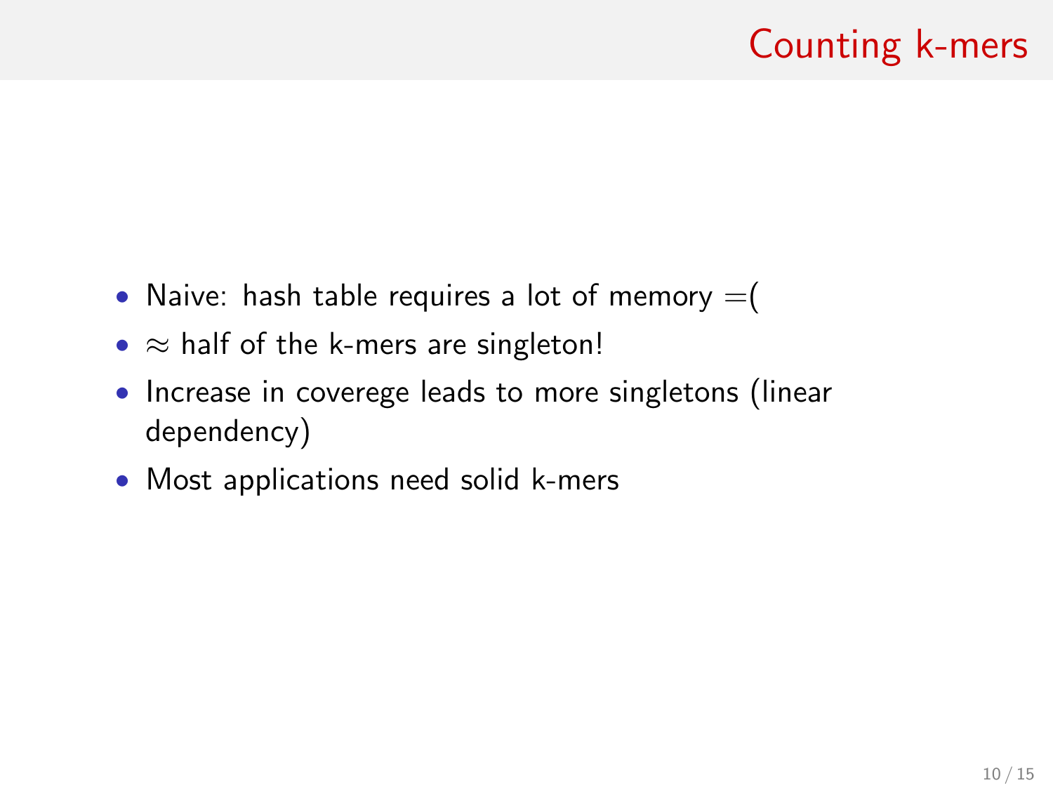# Counting k-mers

- Naive: hash table requires a lot of memory =(
- $\approx$ half of the k-mers are singleton!
- Increase in coverege leads to more singletons (linear dependency)
- Most applications need solid k-mers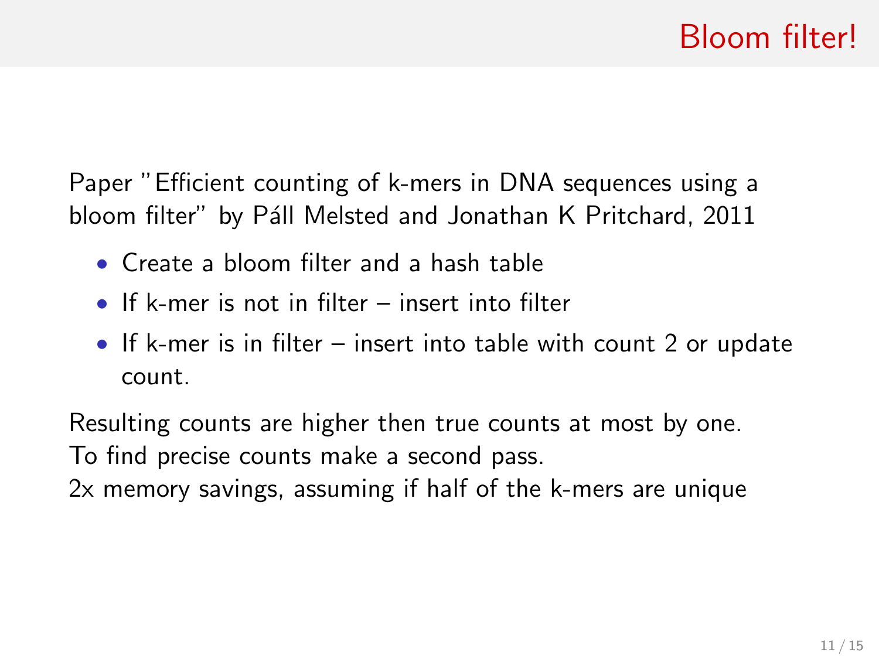# Bloom filter!

Paper "Efficient counting of k-mers in DNA sequences using a bloom filter" by Páll Melsted and Jonathan K Pritchard, 2011

- Create a bloom filter and a hash table
- If k-mer is not in filter – insert into filter
- If k-mer is in filter – insert into table with count 2 or update count.

Resulting counts are higher then true counts at most by one.
To find precise counts make a second pass.
2x memory savings, assuming if half of the k-mers are unique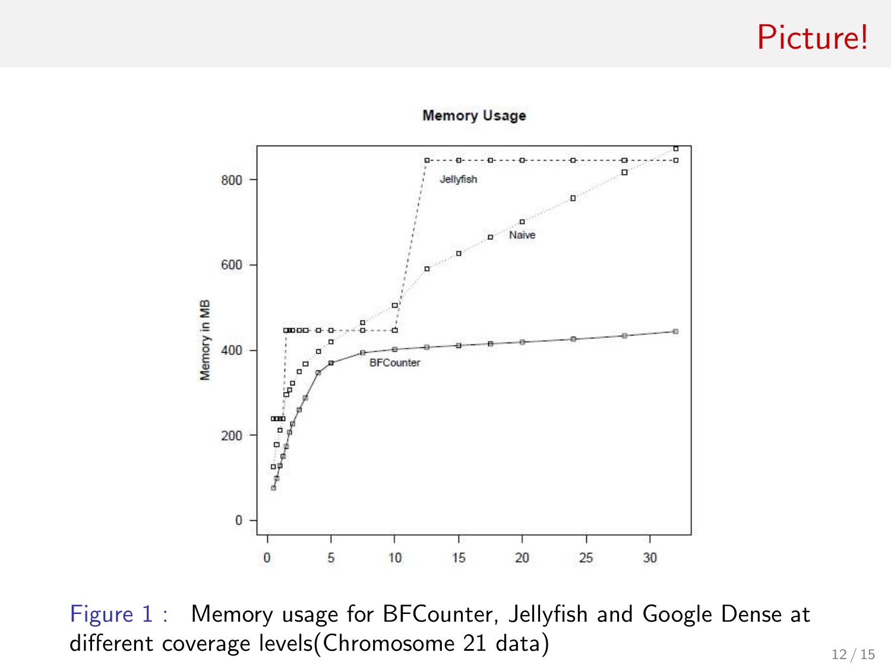# Picture!

Figure 1 : Memory usage for BFCounter, Jellyfish and Google Dense at different coverage levels(Chromosome 21 data)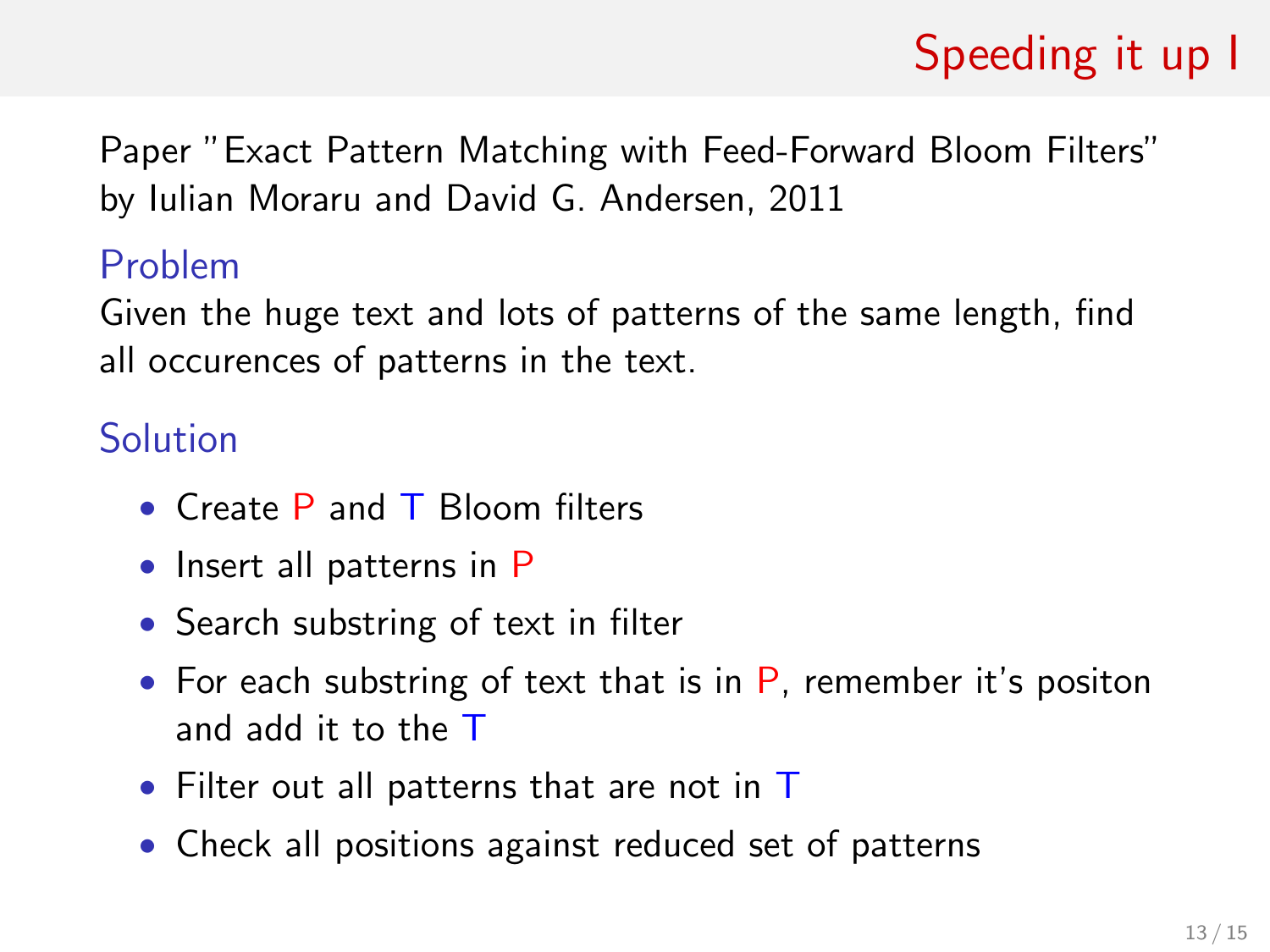# Speeding it up I

Paper "Exact Pattern Matching with Feed-Forward Bloom Filters" by Iulian Moraru and David G. Andersen, 2011

## Problem

Given the huge text and lots of patterns of the same length, find all occurences of patterns in the text.

## Solution

- Create P and T Bloom filters
- Insert all patterns in P
- Search substring of text in filter
- For each substring of text that is in P, remember it's positon and add it to the T
- Filter out all patterns that are not in T
- Check all positions against reduced set of patterns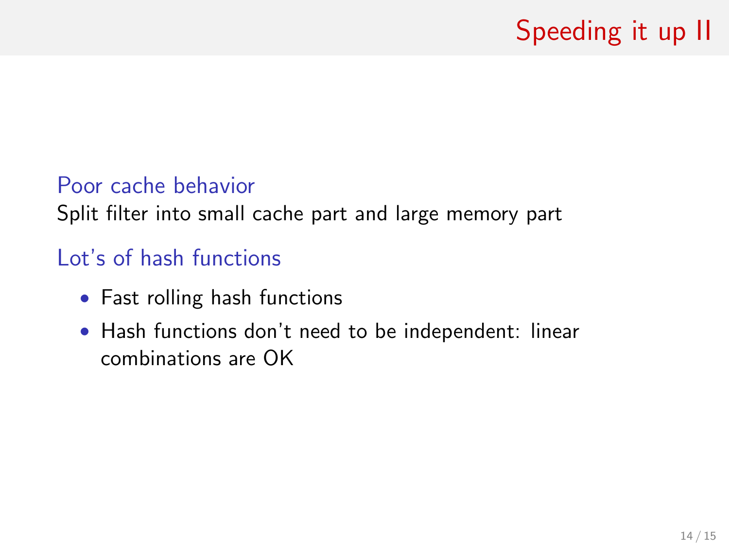# Speeding it up II

### Poor cache behavior

Split filter into small cache part and large memory part

### Lot's of hash functions

- Fast rolling hash functions
- Hash functions don't need to be independent: linear combinations are OK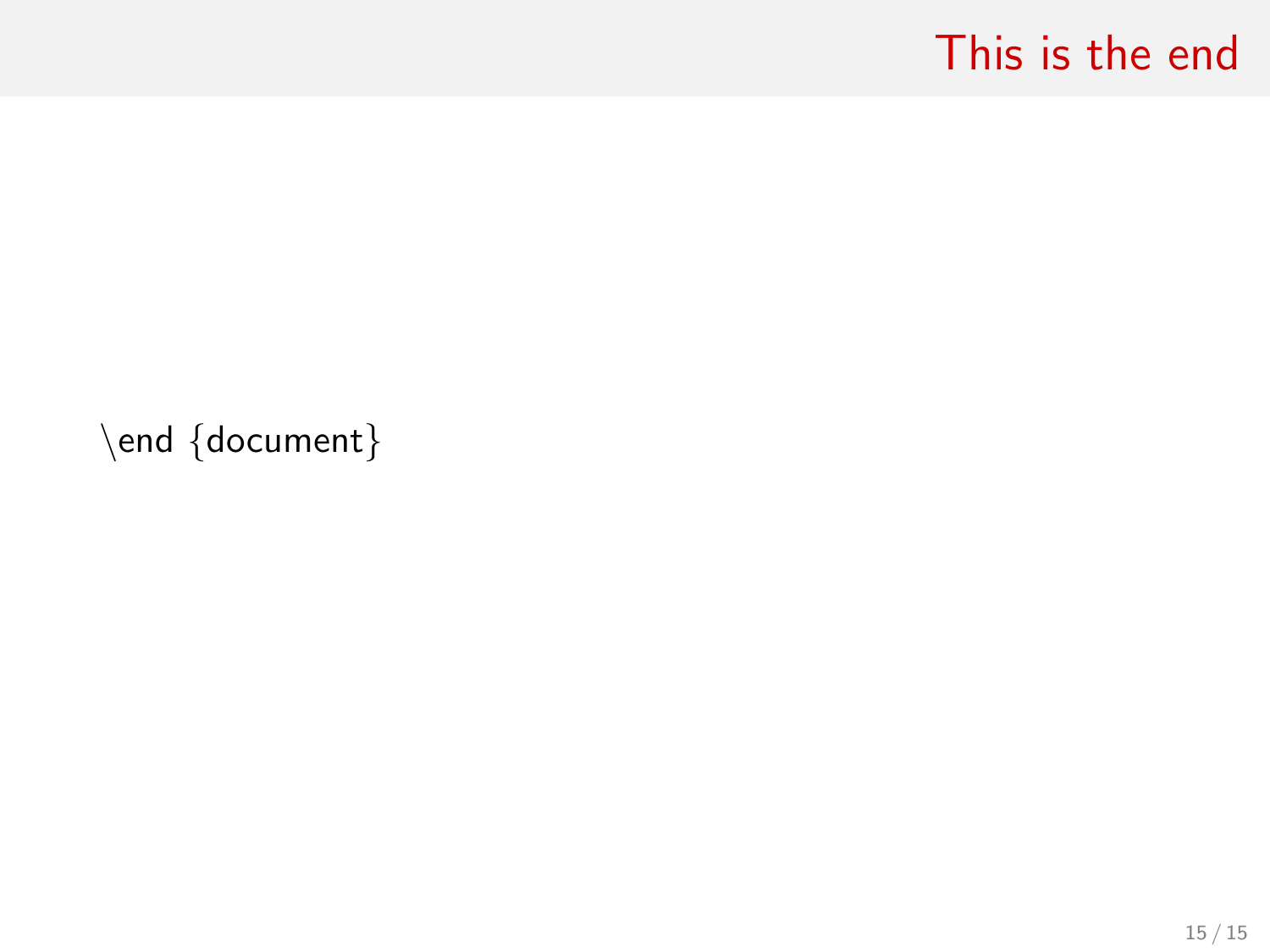# This is the end

\end {document}